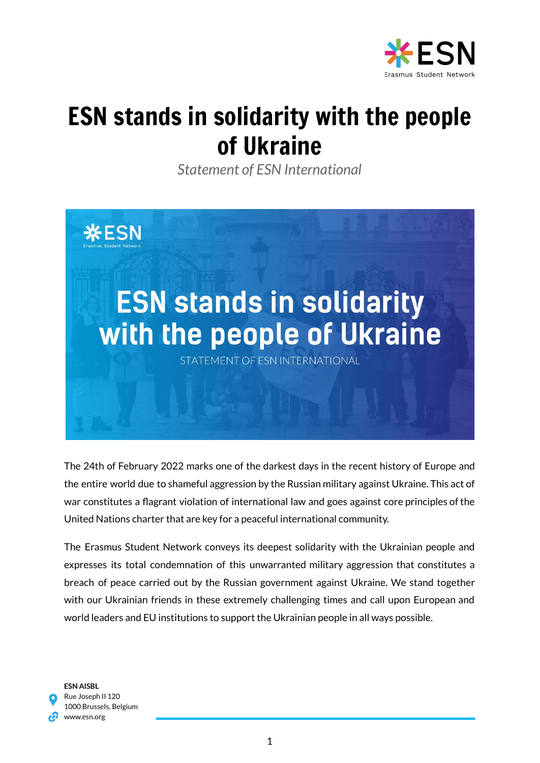# ESN stands in solidarity with the people of Ukraine

*Statement of ESN International*

The 24th of February 2022 marks one of the darkest days in the recent history of Europe and the entire world due to shameful aggression by the Russian military against Ukraine. This act of war constitutes a flagrant violation of international law and goes against core principles of the United Nations charter that are key for a peaceful international community.

The Erasmus Student Network conveys its deepest solidarity with the Ukrainian people and expresses its total condemnation of this unwarranted military aggression that constitutes a breach of peace carried out by the Russian government against Ukraine. We stand together with our Ukrainian friends in these extremely challenging times and call upon European and world leaders and EU institutions to support the Ukrainian people in all ways possible.

**ESN AISBL**
Rue Joseph II 120
1000 Brussels, Belgium
www.esn.org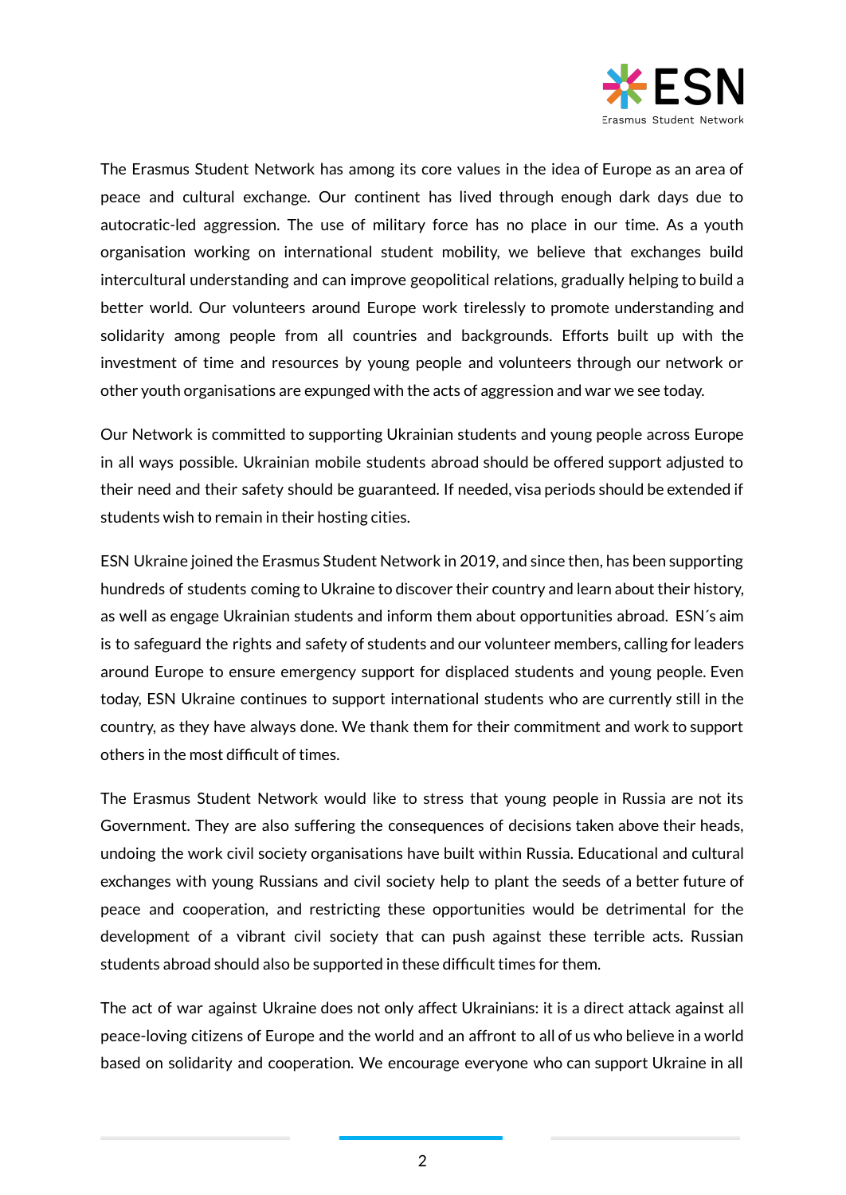The Erasmus Student Network has among its core values in the idea of Europe as an area of peace and cultural exchange. Our continent has lived through enough dark days due to autocratic-led aggression. The use of military force has no place in our time. As a youth organisation working on international student mobility, we believe that exchanges build intercultural understanding and can improve geopolitical relations, gradually helping to build a better world. Our volunteers around Europe work tirelessly to promote understanding and solidarity among people from all countries and backgrounds. Efforts built up with the investment of time and resources by young people and volunteers through our network or other youth organisations are expunged with the acts of aggression and war we see today.

Our Network is committed to supporting Ukrainian students and young people across Europe in all ways possible. Ukrainian mobile students abroad should be offered support adjusted to their need and their safety should be guaranteed. If needed, visa periods should be extended if students wish to remain in their hosting cities.

ESN Ukraine joined the Erasmus Student Network in 2019, and since then, has been supporting hundreds of students coming to Ukraine to discover their country and learn about their history, as well as engage Ukrainian students and inform them about opportunities abroad. ESN´s aim is to safeguard the rights and safety of students and our volunteer members, calling for leaders around Europe to ensure emergency support for displaced students and young people. Even today, ESN Ukraine continues to support international students who are currently still in the country, as they have always done. We thank them for their commitment and work to support others in the most difficult of times.

The Erasmus Student Network would like to stress that young people in Russia are not its Government. They are also suffering the consequences of decisions taken above their heads, undoing the work civil society organisations have built within Russia. Educational and cultural exchanges with young Russians and civil society help to plant the seeds of a better future of peace and cooperation, and restricting these opportunities would be detrimental for the development of a vibrant civil society that can push against these terrible acts. Russian students abroad should also be supported in these difficult times for them.

The act of war against Ukraine does not only affect Ukrainians: it is a direct attack against all peace-loving citizens of Europe and the world and an affront to all of us who believe in a world based on solidarity and cooperation. We encourage everyone who can support Ukraine in all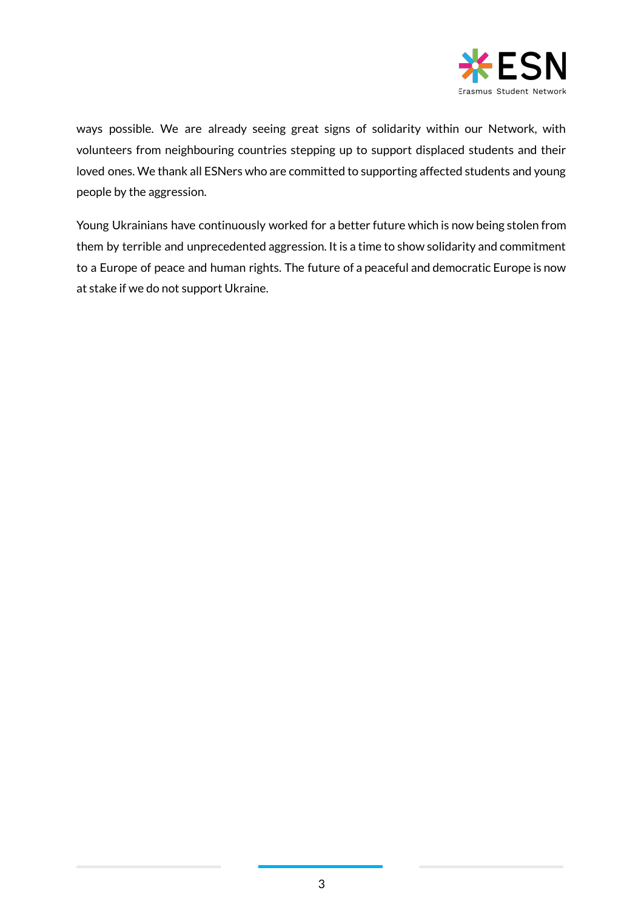ways possible. We are already seeing great signs of solidarity within our Network, with volunteers from neighbouring countries stepping up to support displaced students and their loved ones. We thank all ESNers who are committed to supporting affected students and young people by the aggression.

Young Ukrainians have continuously worked for a better future which is now being stolen from them by terrible and unprecedented aggression. It is a time to show solidarity and commitment to a Europe of peace and human rights. The future of a peaceful and democratic Europe is now at stake if we do not support Ukraine.